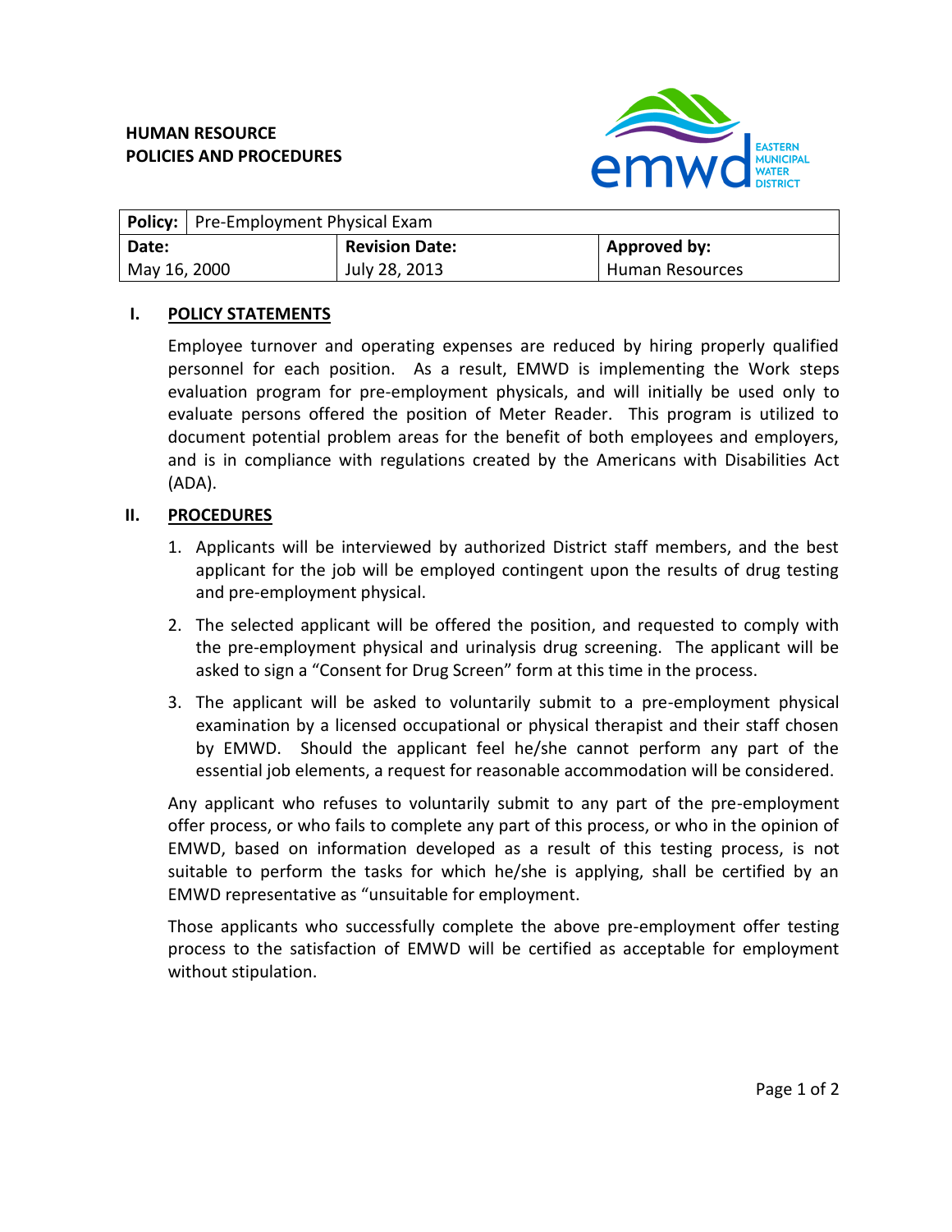**HUMAN RESOURCE**
**POLICIES AND PROCEDURES**

EASTERN MUNICIPAL WATER DISTRICT

| **Policy:** Pre-Employment Physical Exam | | |
|---|---|---|
| **Date:** | **Revision Date:** | **Approved by:** |
| May 16, 2000 | July 28, 2013 | Human Resources |

## I. POLICY STATEMENTS

Employee turnover and operating expenses are reduced by hiring properly qualified personnel for each position. As a result, EMWD is implementing the Work steps evaluation program for pre-employment physicals, and will initially be used only to evaluate persons offered the position of Meter Reader. This program is utilized to document potential problem areas for the benefit of both employees and employers, and is in compliance with regulations created by the Americans with Disabilities Act (ADA).

## II. PROCEDURES

1. Applicants will be interviewed by authorized District staff members, and the best applicant for the job will be employed contingent upon the results of drug testing and pre-employment physical.
2. The selected applicant will be offered the position, and requested to comply with the pre-employment physical and urinalysis drug screening. The applicant will be asked to sign a "Consent for Drug Screen" form at this time in the process.
3. The applicant will be asked to voluntarily submit to a pre-employment physical examination by a licensed occupational or physical therapist and their staff chosen by EMWD. Should the applicant feel he/she cannot perform any part of the essential job elements, a request for reasonable accommodation will be considered.

Any applicant who refuses to voluntarily submit to any part of the pre-employment offer process, or who fails to complete any part of this process, or who in the opinion of EMWD, based on information developed as a result of this testing process, is not suitable to perform the tasks for which he/she is applying, shall be certified by an EMWD representative as "unsuitable for employment.

Those applicants who successfully complete the above pre-employment offer testing process to the satisfaction of EMWD will be certified as acceptable for employment without stipulation.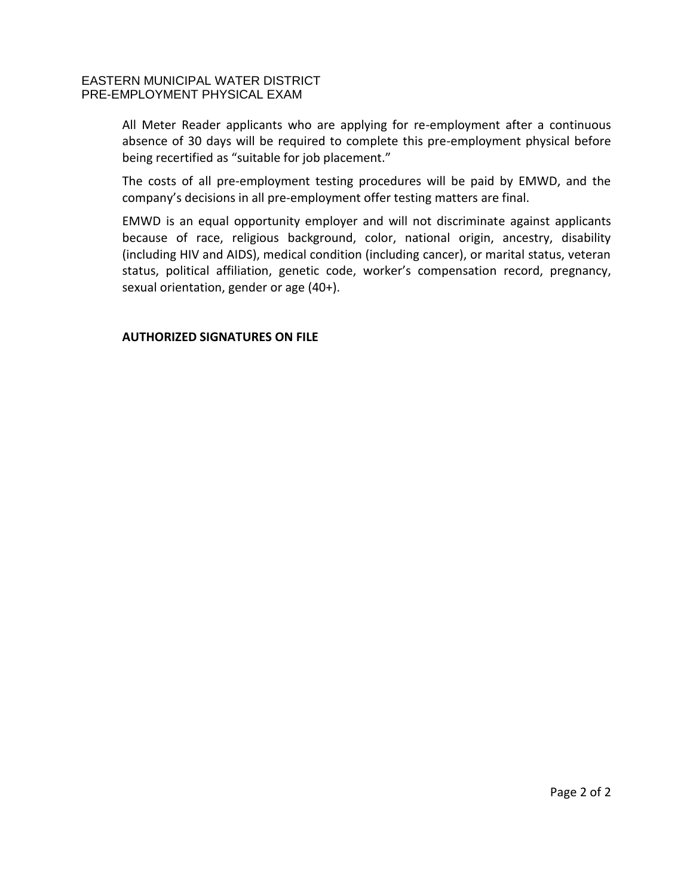All Meter Reader applicants who are applying for re-employment after a continuous absence of 30 days will be required to complete this pre-employment physical before being recertified as "suitable for job placement."

The costs of all pre-employment testing procedures will be paid by EMWD, and the company's decisions in all pre-employment offer testing matters are final.

EMWD is an equal opportunity employer and will not discriminate against applicants because of race, religious background, color, national origin, ancestry, disability (including HIV and AIDS), medical condition (including cancer), or marital status, veteran status, political affiliation, genetic code, worker's compensation record, pregnancy, sexual orientation, gender or age (40+).

**AUTHORIZED SIGNATURES ON FILE**